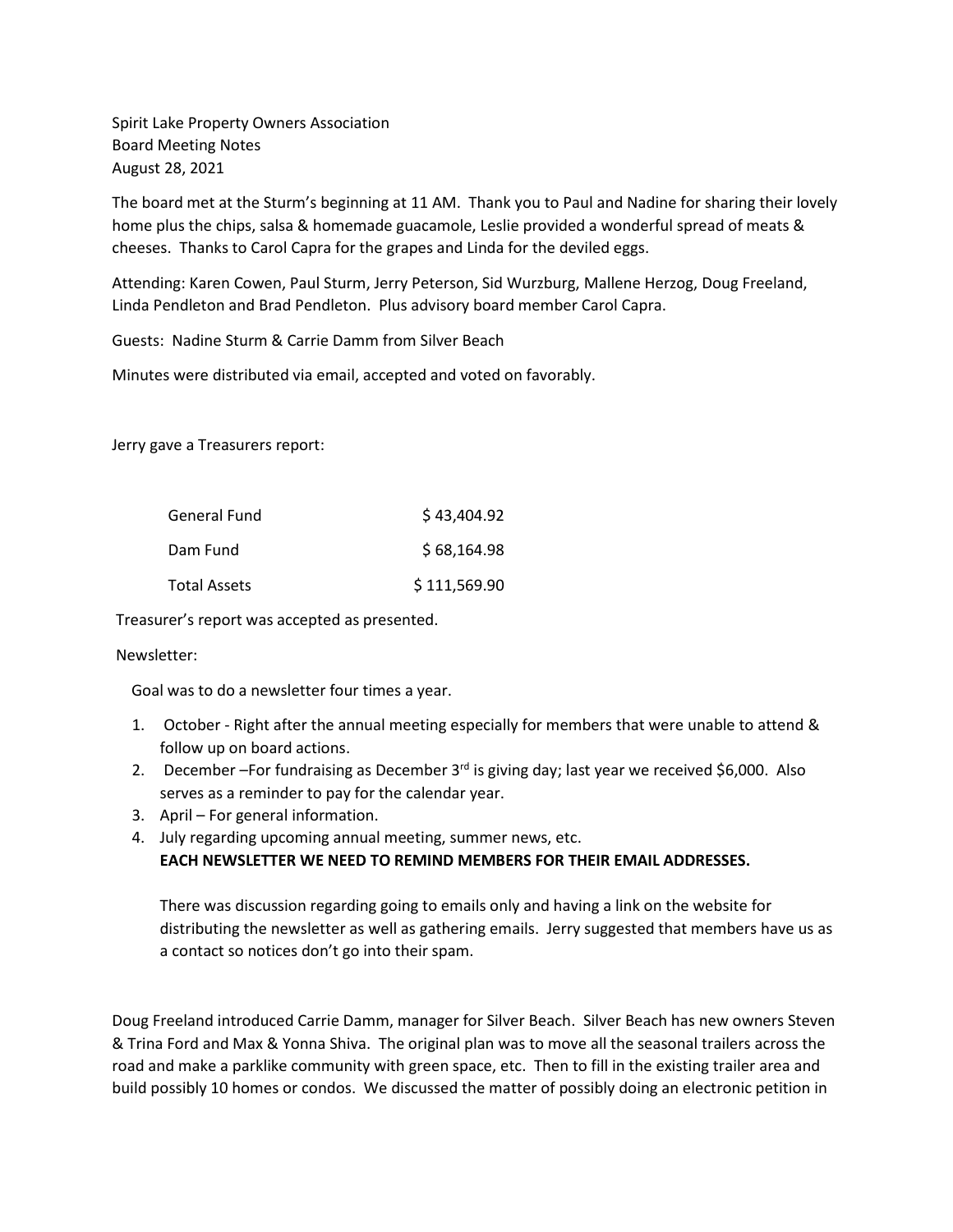Spirit Lake Property Owners Association
Board Meeting Notes
August 28, 2021

The board met at the Sturm's beginning at 11 AM. Thank you to Paul and Nadine for sharing their lovely home plus the chips, salsa & homemade guacamole, Leslie provided a wonderful spread of meats & cheeses. Thanks to Carol Capra for the grapes and Linda for the deviled eggs.

Attending: Karen Cowen, Paul Sturm, Jerry Peterson, Sid Wurzburg, Mallene Herzog, Doug Freeland, Linda Pendleton and Brad Pendleton. Plus advisory board member Carol Capra.

Guests: Nadine Sturm & Carrie Damm from Silver Beach

Minutes were distributed via email, accepted and voted on favorably.

Jerry gave a Treasurers report:

| | |
|---|---|
| General Fund | \$ 43,404.92 |
| Dam Fund | \$ 68,164.98 |
| Total Assets | \$ 111,569.90 |

Treasurer's report was accepted as presented.

Newsletter:

Goal was to do a newsletter four times a year.

1. October - Right after the annual meeting especially for members that were unable to attend & follow up on board actions.
2. December –For fundraising as December 3rd is giving day; last year we received $6,000. Also serves as a reminder to pay for the calendar year.
3. April – For general information.
4. July regarding upcoming annual meeting, summer news, etc.

**EACH NEWSLETTER WE NEED TO REMIND MEMBERS FOR THEIR EMAIL ADDRESSES.**

There was discussion regarding going to emails only and having a link on the website for distributing the newsletter as well as gathering emails. Jerry suggested that members have us as a contact so notices don't go into their spam.

Doug Freeland introduced Carrie Damm, manager for Silver Beach. Silver Beach has new owners Steven & Trina Ford and Max & Yonna Shiva. The original plan was to move all the seasonal trailers across the road and make a parklike community with green space, etc. Then to fill in the existing trailer area and build possibly 10 homes or condos. We discussed the matter of possibly doing an electronic petition in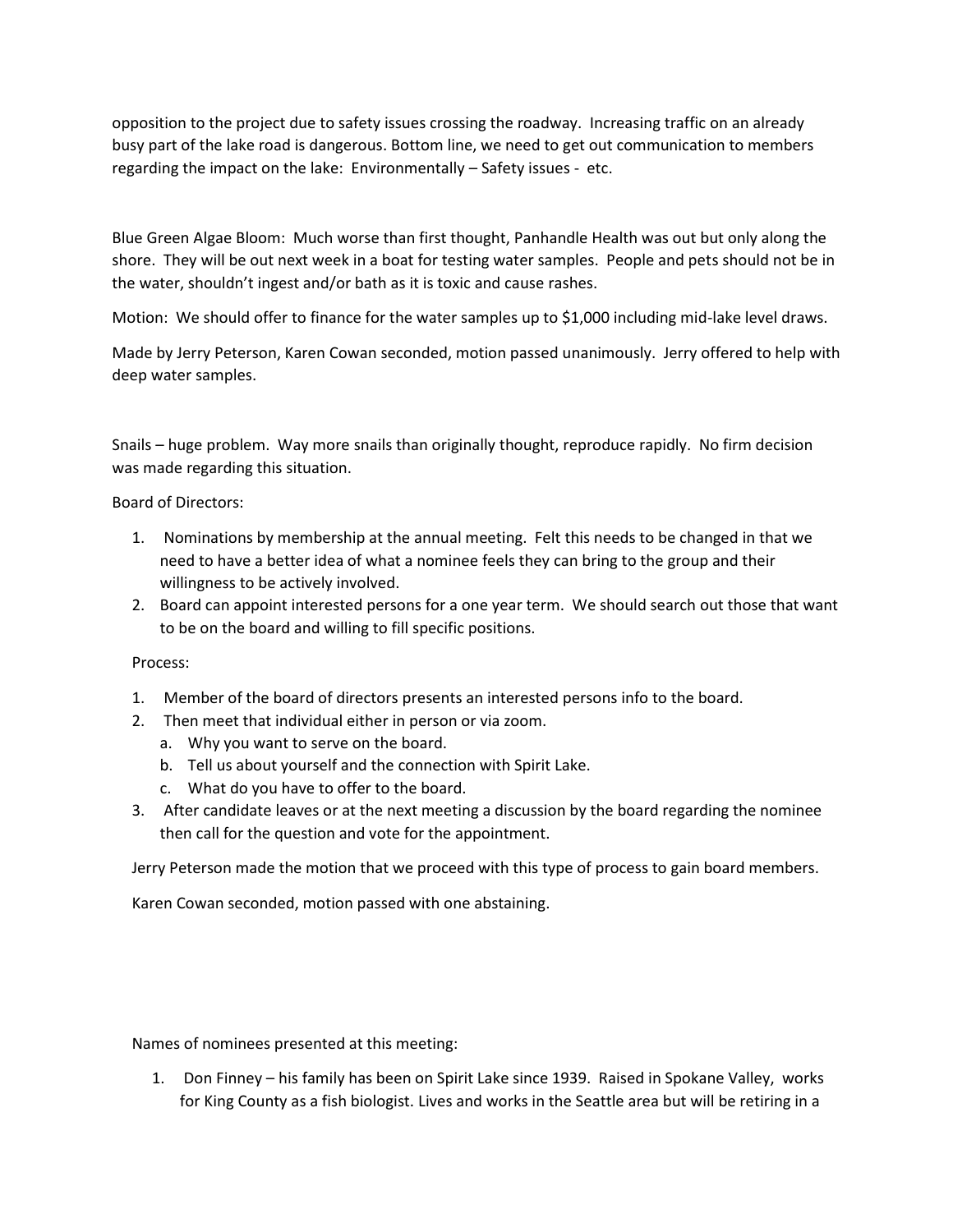opposition to the project due to safety issues crossing the roadway. Increasing traffic on an already busy part of the lake road is dangerous. Bottom line, we need to get out communication to members regarding the impact on the lake: Environmentally – Safety issues - etc.

Blue Green Algae Bloom: Much worse than first thought, Panhandle Health was out but only along the shore. They will be out next week in a boat for testing water samples. People and pets should not be in the water, shouldn't ingest and/or bath as it is toxic and cause rashes.

Motion: We should offer to finance for the water samples up to $1,000 including mid-lake level draws.

Made by Jerry Peterson, Karen Cowan seconded, motion passed unanimously. Jerry offered to help with deep water samples.

Snails – huge problem. Way more snails than originally thought, reproduce rapidly. No firm decision was made regarding this situation.

Board of Directors:

1. Nominations by membership at the annual meeting. Felt this needs to be changed in that we need to have a better idea of what a nominee feels they can bring to the group and their willingness to be actively involved.
2. Board can appoint interested persons for a one year term. We should search out those that want to be on the board and willing to fill specific positions.

Process:

1. Member of the board of directors presents an interested persons info to the board.
2. Then meet that individual either in person or via zoom.
   a. Why you want to serve on the board.
   b. Tell us about yourself and the connection with Spirit Lake.
   c. What do you have to offer to the board.
3. After candidate leaves or at the next meeting a discussion by the board regarding the nominee then call for the question and vote for the appointment.

Jerry Peterson made the motion that we proceed with this type of process to gain board members.

Karen Cowan seconded, motion passed with one abstaining.

Names of nominees presented at this meeting:

1. Don Finney – his family has been on Spirit Lake since 1939. Raised in Spokane Valley, works for King County as a fish biologist. Lives and works in the Seattle area but will be retiring in a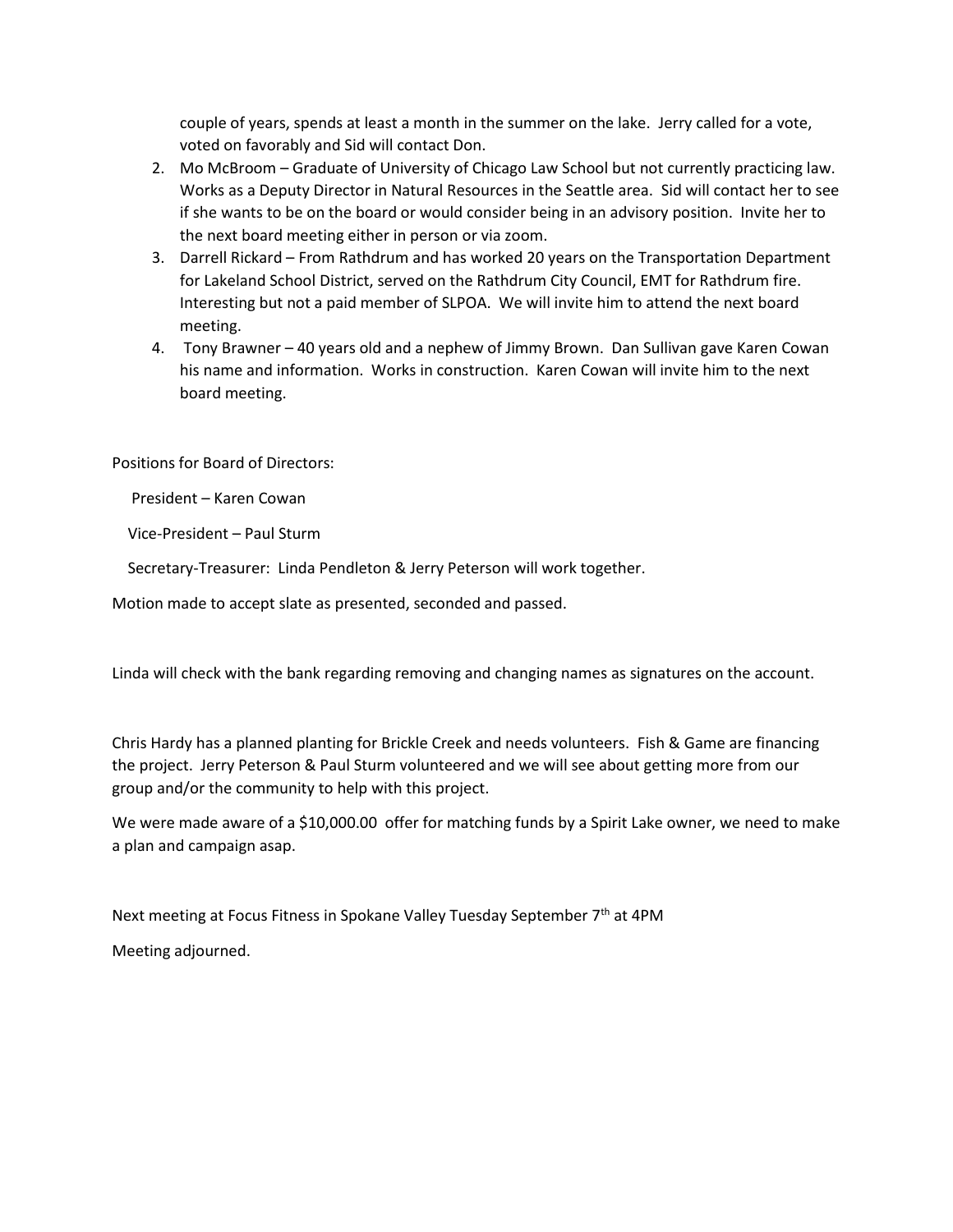couple of years, spends at least a month in the summer on the lake. Jerry called for a vote, voted on favorably and Sid will contact Don.

2. Mo McBroom – Graduate of University of Chicago Law School but not currently practicing law. Works as a Deputy Director in Natural Resources in the Seattle area. Sid will contact her to see if she wants to be on the board or would consider being in an advisory position. Invite her to the next board meeting either in person or via zoom.
3. Darrell Rickard – From Rathdrum and has worked 20 years on the Transportation Department for Lakeland School District, served on the Rathdrum City Council, EMT for Rathdrum fire. Interesting but not a paid member of SLPOA. We will invite him to attend the next board meeting.
4. Tony Brawner – 40 years old and a nephew of Jimmy Brown. Dan Sullivan gave Karen Cowan his name and information. Works in construction. Karen Cowan will invite him to the next board meeting.

Positions for Board of Directors:

President – Karen Cowan

Vice-President – Paul Sturm

Secretary-Treasurer: Linda Pendleton & Jerry Peterson will work together.

Motion made to accept slate as presented, seconded and passed.

Linda will check with the bank regarding removing and changing names as signatures on the account.

Chris Hardy has a planned planting for Brickle Creek and needs volunteers. Fish & Game are financing the project. Jerry Peterson & Paul Sturm volunteered and we will see about getting more from our group and/or the community to help with this project.

We were made aware of a $10,000.00 offer for matching funds by a Spirit Lake owner, we need to make a plan and campaign asap.

Next meeting at Focus Fitness in Spokane Valley Tuesday September 7th at 4PM

Meeting adjourned.